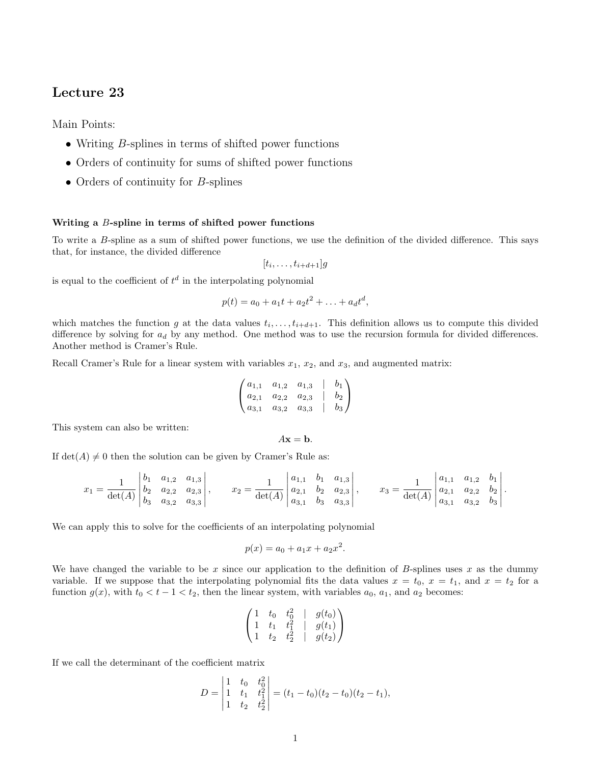# Lecture 23

Main Points:

- Writing $B$-splines in terms of shifted power functions
- Orders of continuity for sums of shifted power functions
- Orders of continuity for $B$-splines

### Writing a $B$-spline in terms of shifted power functions

To write a $B$-spline as a sum of shifted power functions, we use the definition of the divided difference. This says that, for instance, the divided difference

$$[t_i, \ldots, t_{i+d+1}]g$$

is equal to the coefficient of $t^d$ in the interpolating polynomial

$$p(t) = a_0 + a_1 t + a_2 t^2 + \ldots + a_d t^d,$$

which matches the function $g$ at the data values $t_i, \ldots, t_{i+d+1}$. This definition allows us to compute this divided difference by solving for $a_d$ by any method. One method was to use the recursion formula for divided differences. Another method is Cramer's Rule.

Recall Cramer's Rule for a linear system with variables $x_1$, $x_2$, and $x_3$, and augmented matrix:

$$\begin{pmatrix} a_{1,1} & a_{1,2} & a_{1,3} & | & b_1 \\ a_{2,1} & a_{2,2} & a_{2,3} & | & b_2 \\ a_{3,1} & a_{3,2} & a_{3,3} & | & b_3 \end{pmatrix}$$

This system can also be written:

$$A\mathbf{x} = \mathbf{b}.$$

If $\det(A) \neq 0$ then the solution can be given by Cramer's Rule as:

$$x_1 = \frac{1}{\det(A)} \begin{vmatrix} b_1 & a_{1,2} & a_{1,3} \\ b_2 & a_{2,2} & a_{2,3} \\ b_3 & a_{3,2} & a_{3,3} \end{vmatrix}, \qquad x_2 = \frac{1}{\det(A)} \begin{vmatrix} a_{1,1} & b_1 & a_{1,3} \\ a_{2,1} & b_2 & a_{2,3} \\ a_{3,1} & b_3 & a_{3,3} \end{vmatrix}, \qquad x_3 = \frac{1}{\det(A)} \begin{vmatrix} a_{1,1} & a_{1,2} & b_1 \\ a_{2,1} & a_{2,2} & b_2 \\ a_{3,1} & a_{3,2} & b_3 \end{vmatrix}.$$

We can apply this to solve for the coefficients of an interpolating polynomial

$$p(x) = a_0 + a_1 x + a_2 x^2.$$

We have changed the variable to be $x$ since our application to the definition of $B$-splines uses $x$ as the dummy variable. If we suppose that the interpolating polynomial fits the data values $x = t_0$, $x = t_1$, and $x = t_2$ for a function $g(x)$, with $t_0 < t - 1 < t_2$, then the linear system, with variables $a_0$, $a_1$, and $a_2$ becomes:

$$\begin{pmatrix} 1 & t_0 & t_0^2 & | & g(t_0) \\ 1 & t_1 & t_1^2 & | & g(t_1) \\ 1 & t_2 & t_2^2 & | & g(t_2) \end{pmatrix}$$

If we call the determinant of the coefficient matrix

$$D = \begin{vmatrix} 1 & t_0 & t_0^2 \\ 1 & t_1 & t_1^2 \\ 1 & t_2 & t_2^2 \end{vmatrix} = (t_1 - t_0)(t_2 - t_0)(t_2 - t_1),$$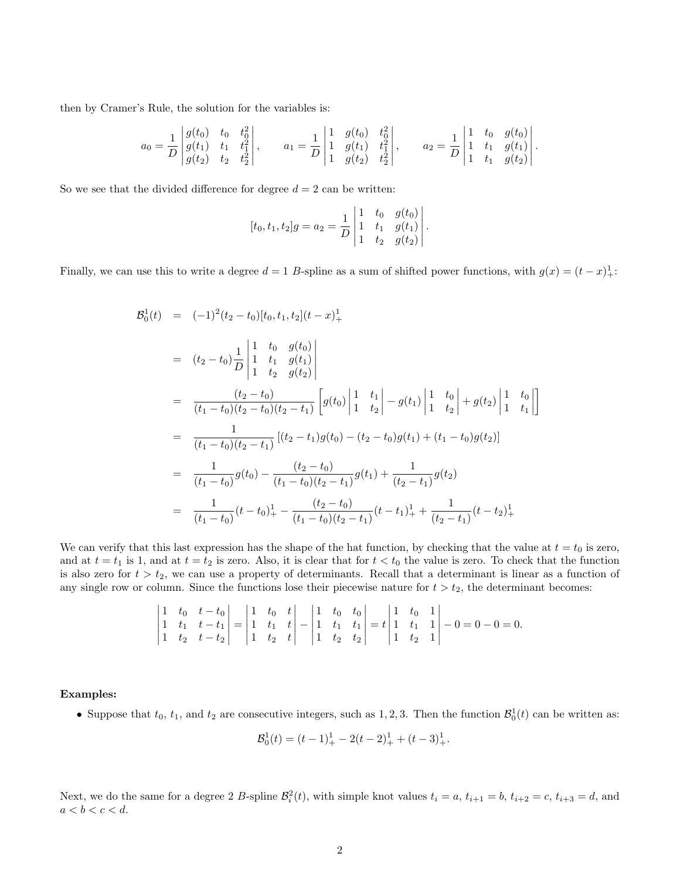then by Cramer's Rule, the solution for the variables is:

$$a_0 = \frac{1}{D}\begin{vmatrix} g(t_0) & t_0 & t_0^2 \\ g(t_1) & t_1 & t_1^2 \\ g(t_2) & t_2 & t_2^2 \end{vmatrix}, \qquad a_1 = \frac{1}{D}\begin{vmatrix} 1 & g(t_0) & t_0^2 \\ 1 & g(t_1) & t_1^2 \\ 1 & g(t_2) & t_2^2 \end{vmatrix}, \qquad a_2 = \frac{1}{D}\begin{vmatrix} 1 & t_0 & g(t_0) \\ 1 & t_1 & g(t_1) \\ 1 & t_1 & g(t_2) \end{vmatrix}.$$

So we see that the divided difference for degree $d = 2$ can be written:

$$[t_0, t_1, t_2]g = a_2 = \frac{1}{D}\begin{vmatrix} 1 & t_0 & g(t_0) \\ 1 & t_1 & g(t_1) \\ 1 & t_2 & g(t_2) \end{vmatrix}.$$

Finally, we can use this to write a degree $d = 1$ $B$-spline as a sum of shifted power functions, with $g(x) = (t - x)_+^1$:

$$\begin{aligned}
\mathcal{B}_0^1(t) &= (-1)^2(t_2 - t_0)[t_0, t_1, t_2](t - x)_+^1 \\
&= (t_2 - t_0)\frac{1}{D}\begin{vmatrix} 1 & t_0 & g(t_0) \\ 1 & t_1 & g(t_1) \\ 1 & t_2 & g(t_2) \end{vmatrix} \\
&= \frac{(t_2 - t_0)}{(t_1 - t_0)(t_2 - t_0)(t_2 - t_1)}\left[g(t_0)\begin{vmatrix} 1 & t_1 \\ 1 & t_2 \end{vmatrix} - g(t_1)\begin{vmatrix} 1 & t_0 \\ 1 & t_2 \end{vmatrix} + g(t_2)\begin{vmatrix} 1 & t_0 \\ 1 & t_1 \end{vmatrix}\right] \\
&= \frac{1}{(t_1 - t_0)(t_2 - t_1)}\left[(t_2 - t_1)g(t_0) - (t_2 - t_0)g(t_1) + (t_1 - t_0)g(t_2)\right] \\
&= \frac{1}{(t_1 - t_0)}g(t_0) - \frac{(t_2 - t_0)}{(t_1 - t_0)(t_2 - t_1)}g(t_1) + \frac{1}{(t_2 - t_1)}g(t_2) \\
&= \frac{1}{(t_1 - t_0)}(t - t_0)_+^1 - \frac{(t_2 - t_0)}{(t_1 - t_0)(t_2 - t_1)}(t - t_1)_+^1 + \frac{1}{(t_2 - t_1)}(t - t_2)_+^1
\end{aligned}$$

We can verify that this last expression has the shape of the hat function, by checking that the value at $t = t_0$ is zero, and at $t = t_1$ is 1, and at $t = t_2$ is zero. Also, it is clear that for $t < t_0$ the value is zero. To check that the function is also zero for $t > t_2$, we can use a property of determinants. Recall that a determinant is linear as a function of any single row or column. Since the functions lose their piecewise nature for $t > t_2$, the determinant becomes:

$$\begin{vmatrix} 1 & t_0 & t - t_0 \\ 1 & t_1 & t - t_1 \\ 1 & t_2 & t - t_2 \end{vmatrix} = \begin{vmatrix} 1 & t_0 & t \\ 1 & t_1 & t \\ 1 & t_2 & t \end{vmatrix} - \begin{vmatrix} 1 & t_0 & t_0 \\ 1 & t_1 & t_1 \\ 1 & t_2 & t_2 \end{vmatrix} = t\begin{vmatrix} 1 & t_0 & 1 \\ 1 & t_1 & 1 \\ 1 & t_2 & 1 \end{vmatrix} - 0 = 0 - 0 = 0.$$

**Examples:**

- Suppose that $t_0$, $t_1$, and $t_2$ are consecutive integers, such as $1, 2, 3$. Then the function $\mathcal{B}_0^1(t)$ can be written as:

$$\mathcal{B}_0^1(t) = (t - 1)_+^1 - 2(t - 2)_+^1 + (t - 3)_+^1.$$

Next, we do the same for a degree 2 $B$-spline $\mathcal{B}_i^2(t)$, with simple knot values $t_i = a$, $t_{i+1} = b$, $t_{i+2} = c$, $t_{i+3} = d$, and $a < b < c < d$.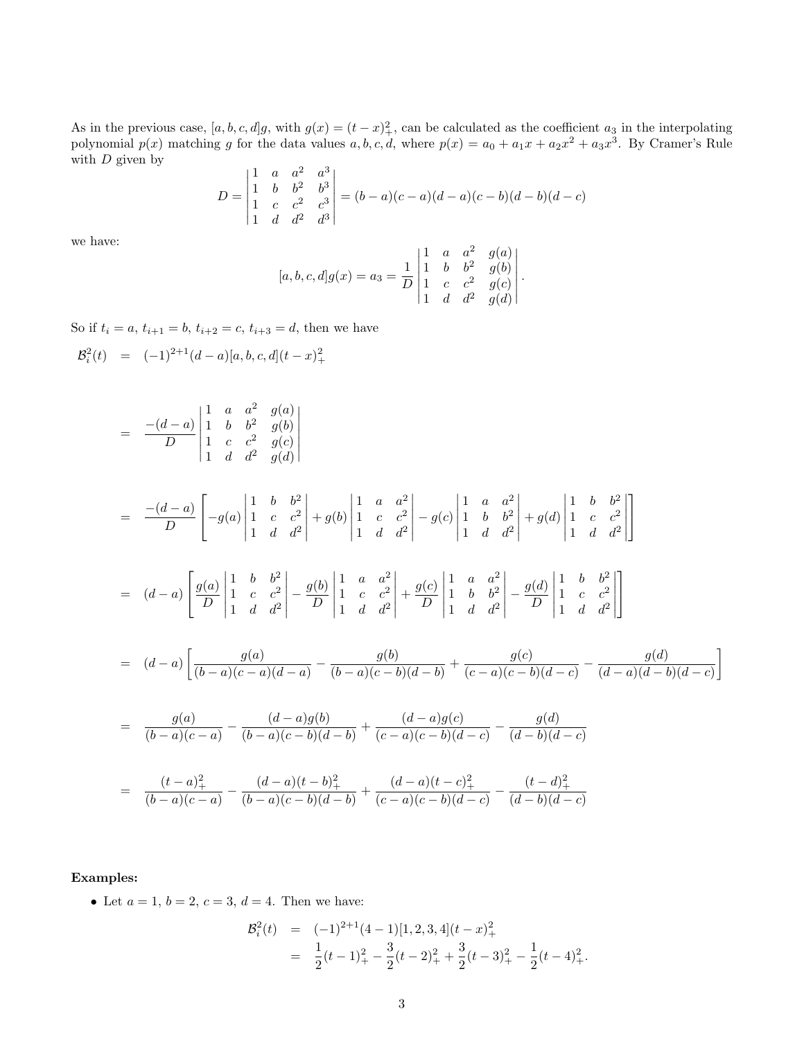As in the previous case, $[a, b, c, d]g$, with $g(x) = (t - x)_+^2$, can be calculated as the coefficient $a_3$ in the interpolating polynomial $p(x)$ matching $g$ for the data values $a, b, c, d$, where $p(x) = a_0 + a_1 x + a_2 x^2 + a_3 x^3$. By Cramer's Rule with $D$ given by

$$D = \begin{vmatrix} 1 & a & a^2 & a^3 \\ 1 & b & b^2 & b^3 \\ 1 & c & c^2 & c^3 \\ 1 & d & d^2 & d^3 \end{vmatrix} = (b-a)(c-a)(d-a)(c-b)(d-b)(d-c)$$

we have:

$$[a, b, c, d]g(x) = a_3 = \frac{1}{D} \begin{vmatrix} 1 & a & a^2 & g(a) \\ 1 & b & b^2 & g(b) \\ 1 & c & c^2 & g(c) \\ 1 & d & d^2 & g(d) \end{vmatrix}.$$

So if $t_i = a$, $t_{i+1} = b$, $t_{i+2} = c$, $t_{i+3} = d$, then we have

$$\begin{aligned}
\mathcal{B}_i^2(t) &= (-1)^{2+1}(d-a)[a, b, c, d](t-x)_+^2 \\
&= \frac{-(d-a)}{D} \begin{vmatrix} 1 & a & a^2 & g(a) \\ 1 & b & b^2 & g(b) \\ 1 & c & c^2 & g(c) \\ 1 & d & d^2 & g(d) \end{vmatrix} \\
&= \frac{-(d-a)}{D} \left[ -g(a) \begin{vmatrix} 1 & b & b^2 \\ 1 & c & c^2 \\ 1 & d & d^2 \end{vmatrix} + g(b) \begin{vmatrix} 1 & a & a^2 \\ 1 & c & c^2 \\ 1 & d & d^2 \end{vmatrix} - g(c) \begin{vmatrix} 1 & a & a^2 \\ 1 & b & b^2 \\ 1 & d & d^2 \end{vmatrix} + g(d) \begin{vmatrix} 1 & b & b^2 \\ 1 & c & c^2 \\ 1 & d & d^2 \end{vmatrix} \right] \\
&= (d-a) \left[ \frac{g(a)}{D} \begin{vmatrix} 1 & b & b^2 \\ 1 & c & c^2 \\ 1 & d & d^2 \end{vmatrix} - \frac{g(b)}{D} \begin{vmatrix} 1 & a & a^2 \\ 1 & c & c^2 \\ 1 & d & d^2 \end{vmatrix} + \frac{g(c)}{D} \begin{vmatrix} 1 & a & a^2 \\ 1 & b & b^2 \\ 1 & d & d^2 \end{vmatrix} - \frac{g(d)}{D} \begin{vmatrix} 1 & b & b^2 \\ 1 & c & c^2 \\ 1 & d & d^2 \end{vmatrix} \right] \\
&= (d-a) \left[ \frac{g(a)}{(b-a)(c-a)(d-a)} - \frac{g(b)}{(b-a)(c-b)(d-b)} + \frac{g(c)}{(c-a)(c-b)(d-c)} - \frac{g(d)}{(d-a)(d-b)(d-c)} \right] \\
&= \frac{g(a)}{(b-a)(c-a)} - \frac{(d-a)g(b)}{(b-a)(c-b)(d-b)} + \frac{(d-a)g(c)}{(c-a)(c-b)(d-c)} - \frac{g(d)}{(d-b)(d-c)} \\
&= \frac{(t-a)_+^2}{(b-a)(c-a)} - \frac{(d-a)(t-b)_+^2}{(b-a)(c-b)(d-b)} + \frac{(d-a)(t-c)_+^2}{(c-a)(c-b)(d-c)} - \frac{(t-d)_+^2}{(d-b)(d-c)}
\end{aligned}$$

**Examples:**

- Let $a = 1$, $b = 2$, $c = 3$, $d = 4$. Then we have:

$$\begin{aligned}
\mathcal{B}_i^2(t) &= (-1)^{2+1}(4-1)[1, 2, 3, 4](t-x)_+^2 \\
&= \frac{1}{2}(t-1)_+^2 - \frac{3}{2}(t-2)_+^2 + \frac{3}{2}(t-3)_+^2 - \frac{1}{2}(t-4)_+^2.
\end{aligned}$$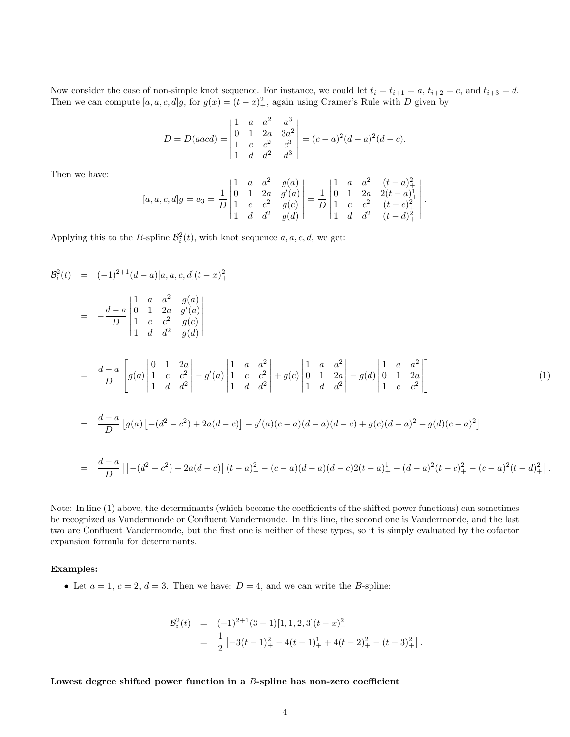Now consider the case of non-simple knot sequence. For instance, we could let $t_i = t_{i+1} = a$, $t_{i+2} = c$, and $t_{i+3} = d$. Then we can compute $[a, a, c, d]g$, for $g(x) = (t - x)_+^2$, again using Cramer's Rule with $D$ given by

$$D = D(aacd) = \begin{vmatrix} 1 & a & a^2 & a^3 \\ 0 & 1 & 2a & 3a^2 \\ 1 & c & c^2 & c^3 \\ 1 & d & d^2 & d^3 \end{vmatrix} = (c-a)^2(d-a)^2(d-c).$$

Then we have:

$$[a, a, c, d]g = a_3 = \frac{1}{D} \begin{vmatrix} 1 & a & a^2 & g(a) \\ 0 & 1 & 2a & g'(a) \\ 1 & c & c^2 & g(c) \\ 1 & d & d^2 & g(d) \end{vmatrix} = \frac{1}{D} \begin{vmatrix} 1 & a & a^2 & (t-a)_+^2 \\ 0 & 1 & 2a & 2(t-a)_+^1 \\ 1 & c & c^2 & (t-c)_+^2 \\ 1 & d & d^2 & (t-d)_+^2 \end{vmatrix}.$$

Applying this to the $B$-spline $\mathcal{B}_i^2(t)$, with knot sequence $a, a, c, d$, we get:

$$\begin{aligned}
\mathcal{B}_i^2(t) &= (-1)^{2+1}(d-a)[a, a, c, d](t-x)_+^2 \\
&= -\frac{d-a}{D} \begin{vmatrix} 1 & a & a^2 & g(a) \\ 0 & 1 & 2a & g'(a) \\ 1 & c & c^2 & g(c) \\ 1 & d & d^2 & g(d) \end{vmatrix} \\
&= \frac{d-a}{D} \left[ g(a) \begin{vmatrix} 0 & 1 & 2a \\ 1 & c & c^2 \\ 1 & d & d^2 \end{vmatrix} - g'(a) \begin{vmatrix} 1 & a & a^2 \\ 1 & c & c^2 \\ 1 & d & d^2 \end{vmatrix} + g(c) \begin{vmatrix} 1 & a & a^2 \\ 0 & 1 & 2a \\ 1 & d & d^2 \end{vmatrix} - g(d) \begin{vmatrix} 1 & a & a^2 \\ 0 & 1 & 2a \\ 1 & c & c^2 \end{vmatrix} \right] \qquad (1) \\
&= \frac{d-a}{D} \left[ g(a) \left[ -(d^2 - c^2) + 2a(d-c) \right] - g'(a)(c-a)(d-a)(d-c) + g(c)(d-a)^2 - g(d)(c-a)^2 \right] \\
&= \frac{d-a}{D} \left[ \left[ -(d^2 - c^2) + 2a(d-c) \right](t-a)_+^2 - (c-a)(d-a)(d-c)2(t-a)_+^1 + (d-a)^2(t-c)_+^2 - (c-a)^2(t-d)_+^2 \right].
\end{aligned}$$

Note: In line (1) above, the determinants (which become the coefficients of the shifted power functions) can sometimes be recognized as Vandermonde or Confluent Vandermonde. In this line, the second one is Vandermonde, and the last two are Confluent Vandermonde, but the first one is neither of these types, so it is simply evaluated by the cofactor expansion formula for determinants.

**Examples:**

- Let $a = 1$, $c = 2$, $d = 3$. Then we have: $D = 4$, and we can write the $B$-spline:

$$\begin{aligned}
\mathcal{B}_i^2(t) &= (-1)^{2+1}(3-1)[1, 1, 2, 3](t-x)_+^2 \\
&= \frac{1}{2} \left[ -3(t-1)_+^2 - 4(t-1)_+^1 + 4(t-2)_+^2 - (t-3)_+^2 \right].
\end{aligned}$$

**Lowest degree shifted power function in a $B$-spline has non-zero coefficient**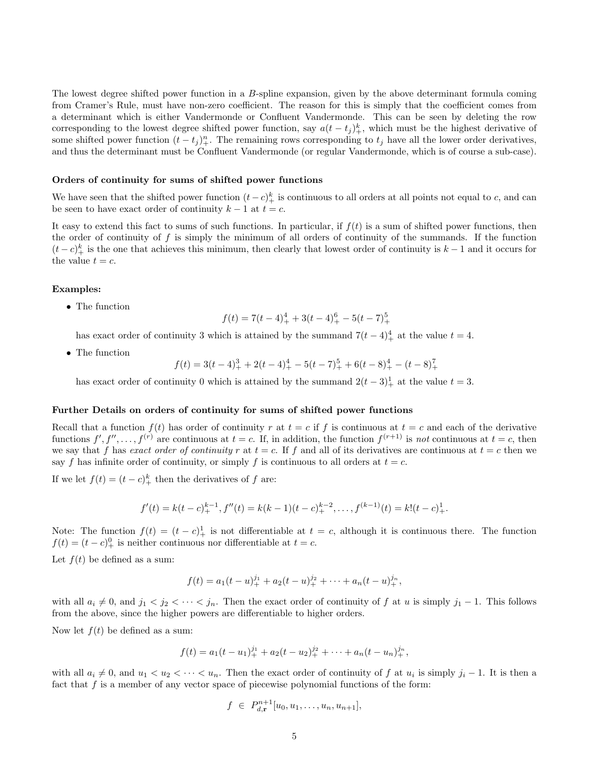The lowest degree shifted power function in a $B$-spline expansion, given by the above determinant formula coming from Cramer's Rule, must have non-zero coefficient. The reason for this is simply that the coefficient comes from a determinant which is either Vandermonde or Confluent Vandermonde. This can be seen by deleting the row corresponding to the lowest degree shifted power function, say $a(t-t_j)_+^k$, which must be the highest derivative of some shifted power function $(t-t_j)_+^n$. The remaining rows corresponding to $t_j$ have all the lower order derivatives, and thus the determinant must be Confluent Vandermonde (or regular Vandermonde, which is of course a sub-case).

**Orders of continuity for sums of shifted power functions**

We have seen that the shifted power function $(t-c)_+^k$ is continuous to all orders at all points not equal to $c$, and can be seen to have exact order of continuity $k-1$ at $t=c$.

It easy to extend this fact to sums of such functions. In particular, if $f(t)$ is a sum of shifted power functions, then the order of continuity of $f$ is simply the minimum of all orders of continuity of the summands. If the function $(t-c)_+^k$ is the one that achieves this minimum, then clearly that lowest order of continuity is $k-1$ and it occurs for the value $t=c$.

**Examples:**

- The function
$$f(t) = 7(t-4)_+^4 + 3(t-4)_+^6 - 5(t-7)_+^5$$
has exact order of continuity 3 which is attained by the summand $7(t-4)_+^4$ at the value $t=4$.

- The function
$$f(t) = 3(t-4)_+^3 + 2(t-4)_+^4 - 5(t-7)_+^5 + 6(t-8)_+^4 - (t-8)_+^7$$
has exact order of continuity 0 which is attained by the summand $2(t-3)_+^1$ at the value $t=3$.

**Further Details on orders of continuity for sums of shifted power functions**

Recall that a function $f(t)$ has order of continuity $r$ at $t=c$ if $f$ is continuous at $t=c$ and each of the derivative functions $f', f'', \ldots, f^{(r)}$ are continuous at $t=c$. If, in addition, the function $f^{(r+1)}$ is *not* continuous at $t=c$, then we say that $f$ has *exact order of continuity* $r$ at $t=c$. If $f$ and all of its derivatives are continuous at $t=c$ then we say $f$ has infinite order of continuity, or simply $f$ is continuous to all orders at $t=c$.

If we let $f(t) = (t-c)_+^k$ then the derivatives of $f$ are:

$$f'(t) = k(t-c)_+^{k-1}, f''(t) = k(k-1)(t-c)_+^{k-2}, \ldots, f^{(k-1)}(t) = k!(t-c)_+^1.$$

Note: The function $f(t) = (t-c)_+^1$ is not differentiable at $t=c$, although it is continuous there. The function $f(t) = (t-c)_+^0$ is neither continuous nor differentiable at $t=c$.

Let $f(t)$ be defined as a sum:

$$f(t) = a_1(t-u)_+^{j_1} + a_2(t-u)_+^{j_2} + \cdots + a_n(t-u)_+^{j_n},$$

with all $a_i \neq 0$, and $j_1 < j_2 < \cdots < j_n$. Then the exact order of continuity of $f$ at $u$ is simply $j_1 - 1$. This follows from the above, since the higher powers are differentiable to higher orders.

Now let $f(t)$ be defined as a sum:

$$f(t) = a_1(t-u_1)_+^{j_1} + a_2(t-u_2)_+^{j_2} + \cdots + a_n(t-u_n)_+^{j_n},$$

with all $a_i \neq 0$, and $u_1 < u_2 < \cdots < u_n$. Then the exact order of continuity of $f$ at $u_i$ is simply $j_i - 1$. It is then a fact that $f$ is a member of any vector space of piecewise polynomial functions of the form:

$$f \ \in \ P_{d,\mathbf{r}}^{n+1}[u_0, u_1, \ldots, u_n, u_{n+1}],$$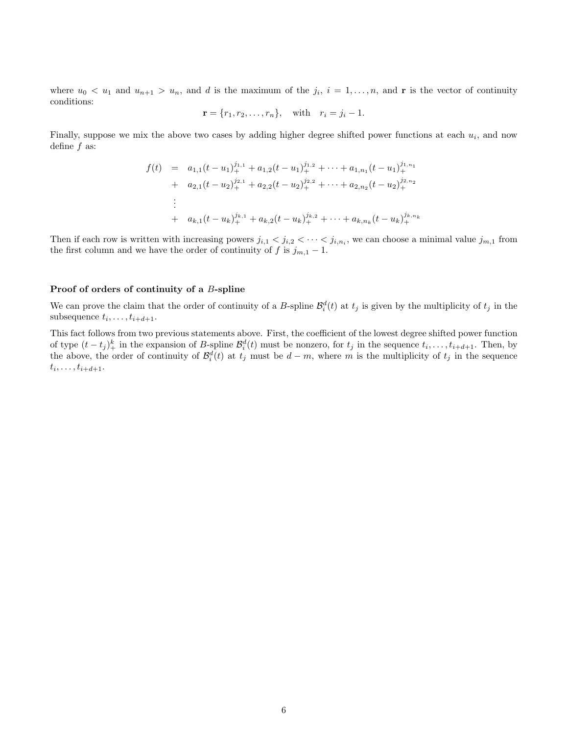where $u_0 < u_1$ and $u_{n+1} > u_n$, and $d$ is the maximum of the $j_i$, $i = 1, \ldots, n$, and $\mathbf{r}$ is the vector of continuity conditions:

$$\mathbf{r} = \{r_1, r_2, \ldots, r_n\}, \quad \text{with} \quad r_i = j_i - 1.$$

Finally, suppose we mix the above two cases by adding higher degree shifted power functions at each $u_i$, and now define $f$ as:

$$\begin{aligned}
f(t) &= a_{1,1}(t-u_1)_+^{j_{1,1}} + a_{1,2}(t-u_1)_+^{j_{1,2}} + \cdots + a_{1,n_1}(t-u_1)_+^{j_{1,n_1}} \\
&+ a_{2,1}(t-u_2)_+^{j_{2,1}} + a_{2,2}(t-u_2)_+^{j_{2,2}} + \cdots + a_{2,n_2}(t-u_2)_+^{j_{2,n_2}} \\
&\vdots \\
&+ a_{k,1}(t-u_k)_+^{j_{k,1}} + a_{k,2}(t-u_k)_+^{j_{k,2}} + \cdots + a_{k,n_k}(t-u_k)_+^{j_{k,n_k}}
\end{aligned}$$

Then if each row is written with increasing powers $j_{i,1} < j_{i,2} < \cdots < j_{i,n_i}$, we can choose a minimal value $j_{m,1}$ from the first column and we have the order of continuity of $f$ is $j_{m,1} - 1$.

### Proof of orders of continuity of a $B$-spline

We can prove the claim that the order of continuity of a $B$-spline $\mathcal{B}_i^d(t)$ at $t_j$ is given by the multiplicity of $t_j$ in the subsequence $t_i, \ldots, t_{i+d+1}$.

This fact follows from two previous statements above. First, the coefficient of the lowest degree shifted power function of type $(t - t_j)_+^k$ in the expansion of $B$-spline $\mathcal{B}_i^d(t)$ must be nonzero, for $t_j$ in the sequence $t_i, \ldots, t_{i+d+1}$. Then, by the above, the order of continuity of $\mathcal{B}_i^d(t)$ at $t_j$ must be $d - m$, where $m$ is the multiplicity of $t_j$ in the sequence $t_i, \ldots, t_{i+d+1}$.